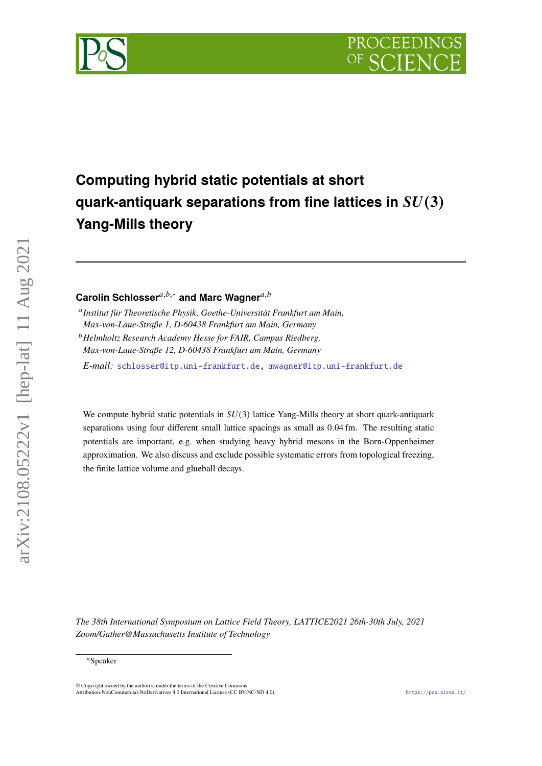# Computing hybrid static potentials at short quark-antiquark separations from fine lattices in $SU(3)$ Yang-Mills theory

**Carolin Schlosser**[a,b,*] **and Marc Wagner**[a,b]

[a] *Institut für Theoretische Physik, Goethe-Universität Frankfurt am Main, Max-von-Laue-Straße 1, D-60438 Frankfurt am Main, Germany*

[b] *Helmholtz Research Academy Hesse for FAIR, Campus Riedberg, Max-von-Laue-Straße 12, D-60438 Frankfurt am Main, Germany*

*E-mail:* schlosser@itp.uni-frankfurt.de, mwagner@itp.uni-frankfurt.de

We compute hybrid static potentials in $SU(3)$ lattice Yang-Mills theory at short quark-antiquark separations using four different small lattice spacings as small as 0.04 fm. The resulting static potentials are important, e.g. when studying heavy hybrid mesons in the Born-Oppenheimer approximation. We also discuss and exclude possible systematic errors from topological freezing, the finite lattice volume and glueball decays.

*The 38th International Symposium on Lattice Field Theory, LATTICE2021 26th-30th July, 2021 Zoom/Gather@Massachusetts Institute of Technology*

[*] Speaker

© Copyright owned by the author(s) under the terms of the Creative Commons Attribution-NonCommercial-NoDerivatives 4.0 International License (CC BY-NC-ND 4.0).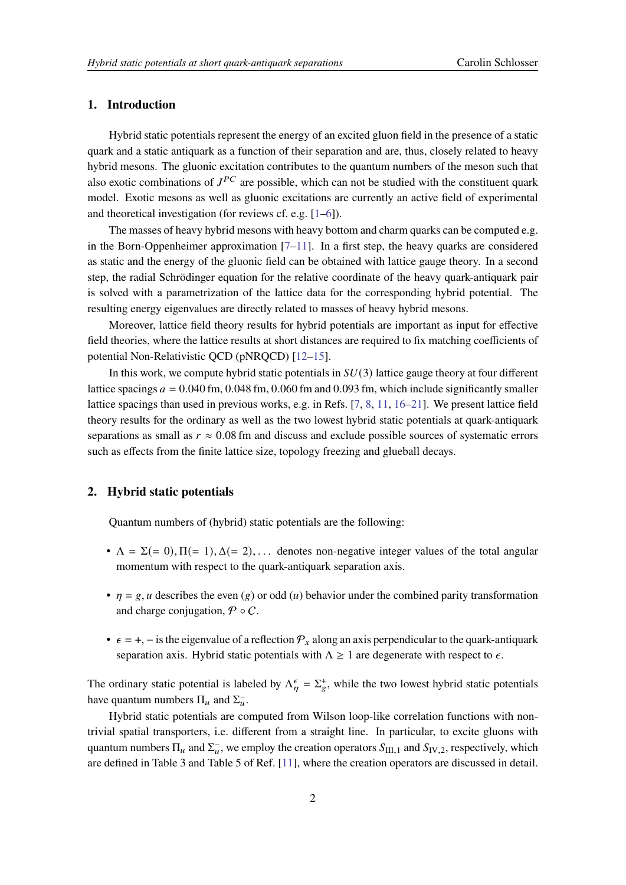## 1. Introduction

Hybrid static potentials represent the energy of an excited gluon field in the presence of a static quark and a static antiquark as a function of their separation and are, thus, closely related to heavy hybrid mesons. The gluonic excitation contributes to the quantum numbers of the meson such that also exotic combinations of $J^{PC}$ are possible, which can not be studied with the constituent quark model. Exotic mesons as well as gluonic excitations are currently an active field of experimental and theoretical investigation (for reviews cf. e.g. [1–6]).

The masses of heavy hybrid mesons with heavy bottom and charm quarks can be computed e.g. in the Born-Oppenheimer approximation [7–11]. In a first step, the heavy quarks are considered as static and the energy of the gluonic field can be obtained with lattice gauge theory. In a second step, the radial Schrödinger equation for the relative coordinate of the heavy quark-antiquark pair is solved with a parametrization of the lattice data for the corresponding hybrid potential. The resulting energy eigenvalues are directly related to masses of heavy hybrid mesons.

Moreover, lattice field theory results for hybrid potentials are important as input for effective field theories, where the lattice results at short distances are required to fix matching coefficients of potential Non-Relativistic QCD (pNRQCD) [12–15].

In this work, we compute hybrid static potentials in $SU(3)$ lattice gauge theory at four different lattice spacings $a = 0.040\,\text{fm}$, $0.048\,\text{fm}$, $0.060\,\text{fm}$ and $0.093\,\text{fm}$, which include significantly smaller lattice spacings than used in previous works, e.g. in Refs. [7, 8, 11, 16–21]. We present lattice field theory results for the ordinary as well as the two lowest hybrid static potentials at quark-antiquark separations as small as $r \approx 0.08\,\text{fm}$ and discuss and exclude possible sources of systematic errors such as effects from the finite lattice size, topology freezing and glueball decays.

## 2. Hybrid static potentials

Quantum numbers of (hybrid) static potentials are the following:

- $\Lambda = \Sigma(= 0), \Pi(= 1), \Delta(= 2), \ldots$ denotes non-negative integer values of the total angular momentum with respect to the quark-antiquark separation axis.
- $\eta = g, u$ describes the even ($g$) or odd ($u$) behavior under the combined parity transformation and charge conjugation, $\mathcal{P} \circ \mathcal{C}$.
- $\epsilon = +, -$ is the eigenvalue of a reflection $\mathcal{P}_x$ along an axis perpendicular to the quark-antiquark separation axis. Hybrid static potentials with $\Lambda \geq 1$ are degenerate with respect to $\epsilon$.

The ordinary static potential is labeled by $\Lambda_\eta^\epsilon = \Sigma_g^+$, while the two lowest hybrid static potentials have quantum numbers $\Pi_u$ and $\Sigma_u^-$.

Hybrid static potentials are computed from Wilson loop-like correlation functions with non-trivial spatial transporters, i.e. different from a straight line. In particular, to excite gluons with quantum numbers $\Pi_u$ and $\Sigma_u^-$, we employ the creation operators $S_{\text{III},1}$ and $S_{\text{IV},2}$, respectively, which are defined in Table 3 and Table 5 of Ref. [11], where the creation operators are discussed in detail.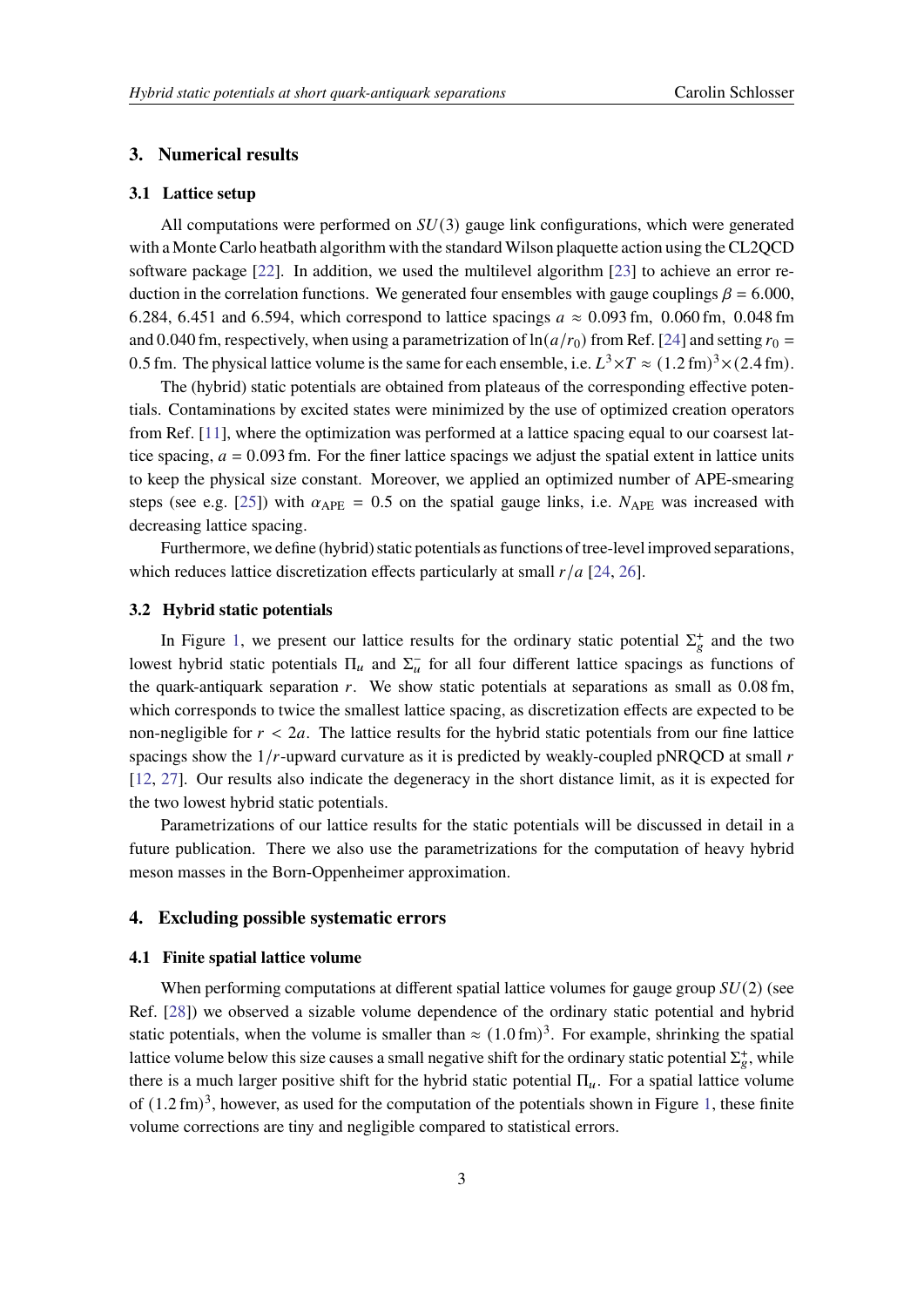## 3. Numerical results

### 3.1 Lattice setup

All computations were performed on $SU(3)$ gauge link configurations, which were generated with a Monte Carlo heatbath algorithm with the standard Wilson plaquette action using the CL2QCD software package [22]. In addition, we used the multilevel algorithm [23] to achieve an error reduction in the correlation functions. We generated four ensembles with gauge couplings $\beta = 6.000$, 6.284, 6.451 and 6.594, which correspond to lattice spacings $a \approx 0.093\,\text{fm}$, $0.060\,\text{fm}$, $0.048\,\text{fm}$ and $0.040\,\text{fm}$, respectively, when using a parametrization of $\ln(a/r_0)$ from Ref. [24] and setting $r_0 = 0.5\,\text{fm}$. The physical lattice volume is the same for each ensemble, i.e. $L^3 \times T \approx (1.2\,\text{fm})^3 \times (2.4\,\text{fm})$.

The (hybrid) static potentials are obtained from plateaus of the corresponding effective potentials. Contaminations by excited states were minimized by the use of optimized creation operators from Ref. [11], where the optimization was performed at a lattice spacing equal to our coarsest lattice spacing, $a = 0.093\,\text{fm}$. For the finer lattice spacings we adjust the spatial extent in lattice units to keep the physical size constant. Moreover, we applied an optimized number of APE-smearing steps (see e.g. [25]) with $\alpha_{\text{APE}} = 0.5$ on the spatial gauge links, i.e. $N_{\text{APE}}$ was increased with decreasing lattice spacing.

Furthermore, we define (hybrid) static potentials as functions of tree-level improved separations, which reduces lattice discretization effects particularly at small $r/a$ [24, 26].

### 3.2 Hybrid static potentials

In Figure 1, we present our lattice results for the ordinary static potential $\Sigma_g^+$ and the two lowest hybrid static potentials $\Pi_u$ and $\Sigma_u^-$ for all four different lattice spacings as functions of the quark-antiquark separation $r$. We show static potentials at separations as small as $0.08\,\text{fm}$, which corresponds to twice the smallest lattice spacing, as discretization effects are expected to be non-negligible for $r < 2a$. The lattice results for the hybrid static potentials from our fine lattice spacings show the $1/r$-upward curvature as it is predicted by weakly-coupled pNRQCD at small $r$ [12, 27]. Our results also indicate the degeneracy in the short distance limit, as it is expected for the two lowest hybrid static potentials.

Parametrizations of our lattice results for the static potentials will be discussed in detail in a future publication. There we also use the parametrizations for the computation of heavy hybrid meson masses in the Born-Oppenheimer approximation.

## 4. Excluding possible systematic errors

### 4.1 Finite spatial lattice volume

When performing computations at different spatial lattice volumes for gauge group $SU(2)$ (see Ref. [28]) we observed a sizable volume dependence of the ordinary static potential and hybrid static potentials, when the volume is smaller than $\approx (1.0\,\text{fm})^3$. For example, shrinking the spatial lattice volume below this size causes a small negative shift for the ordinary static potential $\Sigma_g^+$, while there is a much larger positive shift for the hybrid static potential $\Pi_u$. For a spatial lattice volume of $(1.2\,\text{fm})^3$, however, as used for the computation of the potentials shown in Figure 1, these finite volume corrections are tiny and negligible compared to statistical errors.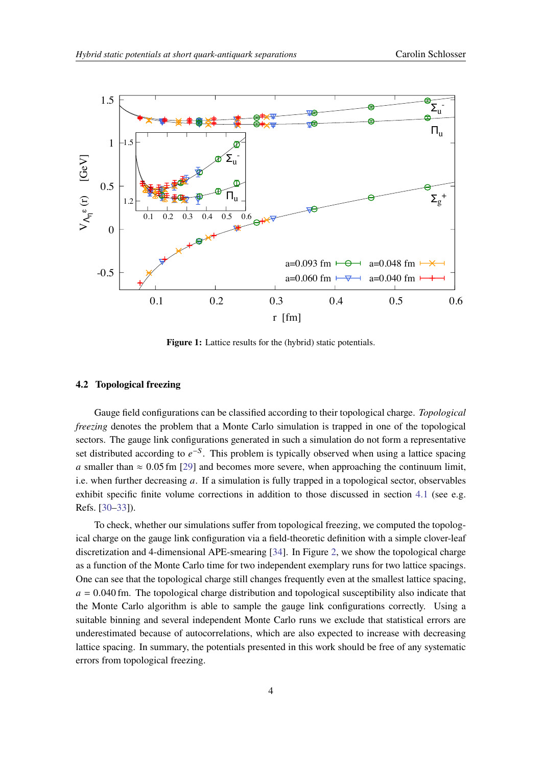**Figure 1:** Lattice results for the (hybrid) static potentials.

### 4.2 Topological freezing

Gauge field configurations can be classified according to their topological charge. *Topological freezing* denotes the problem that a Monte Carlo simulation is trapped in one of the topological sectors. The gauge link configurations generated in such a simulation do not form a representative set distributed according to $e^{-S}$. This problem is typically observed when using a lattice spacing $a$ smaller than $\approx 0.05\,\mathrm{fm}$ [29] and becomes more severe, when approaching the continuum limit, i.e. when further decreasing $a$. If a simulation is fully trapped in a topological sector, observables exhibit specific finite volume corrections in addition to those discussed in section 4.1 (see e.g. Refs. [30–33]).

To check, whether our simulations suffer from topological freezing, we computed the topological charge on the gauge link configuration via a field-theoretic definition with a simple clover-leaf discretization and 4-dimensional APE-smearing [34]. In Figure 2, we show the topological charge as a function of the Monte Carlo time for two independent exemplary runs for two lattice spacings. One can see that the topological charge still changes frequently even at the smallest lattice spacing, $a = 0.040\,\mathrm{fm}$. The topological charge distribution and topological susceptibility also indicate that the Monte Carlo algorithm is able to sample the gauge link configurations correctly. Using a suitable binning and several independent Monte Carlo runs we exclude that statistical errors are underestimated because of autocorrelations, which are also expected to increase with decreasing lattice spacing. In summary, the potentials presented in this work should be free of any systematic errors from topological freezing.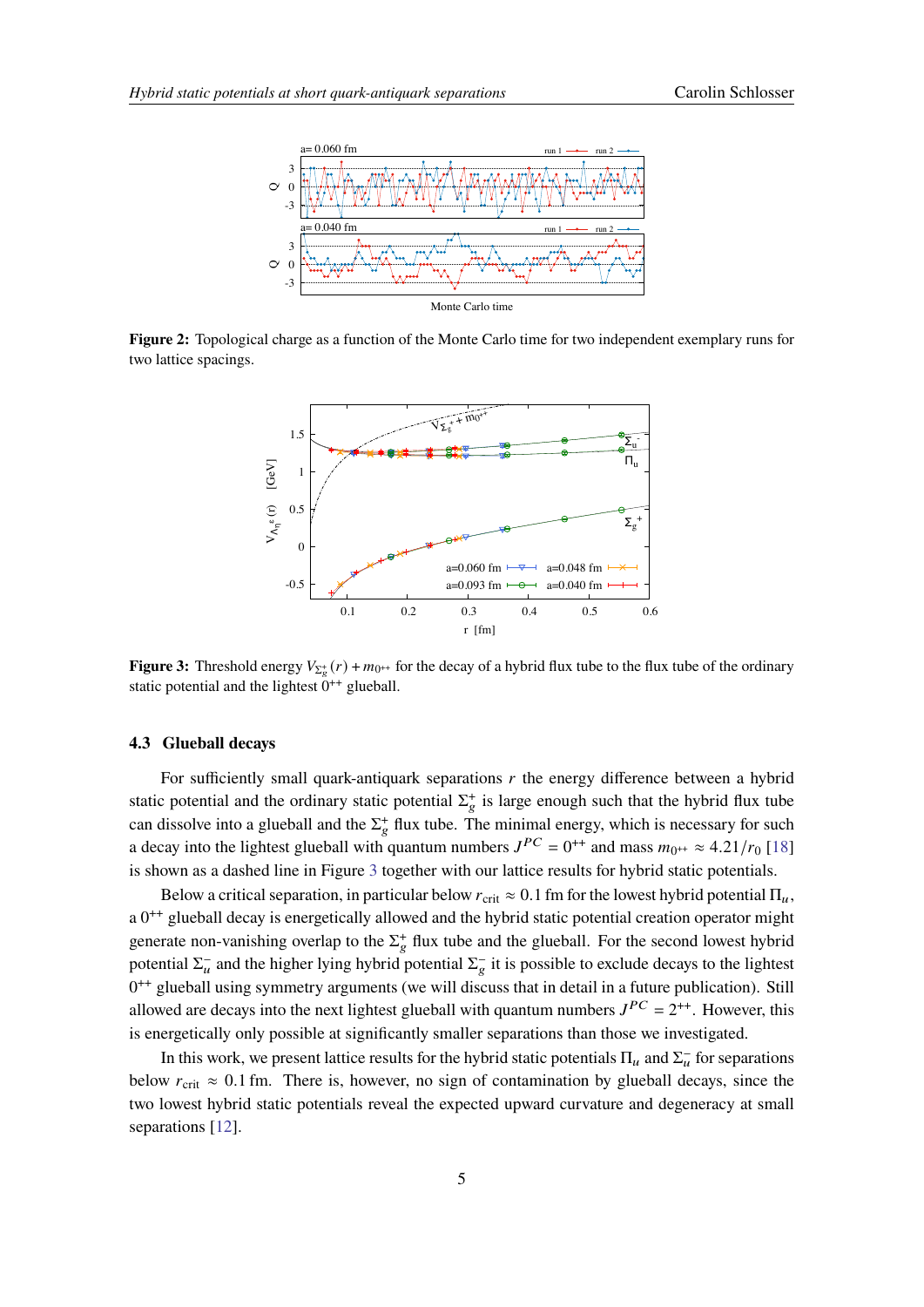**Figure 2:** Topological charge as a function of the Monte Carlo time for two independent exemplary runs for two lattice spacings.

**Figure 3:** Threshold energy $V_{\Sigma_g^+}(r) + m_{0^{++}}$ for the decay of a hybrid flux tube to the flux tube of the ordinary static potential and the lightest $0^{++}$ glueball.

### 4.3 Glueball decays

For sufficiently small quark-antiquark separations $r$ the energy difference between a hybrid static potential and the ordinary static potential $\Sigma_g^+$ is large enough such that the hybrid flux tube can dissolve into a glueball and the $\Sigma_g^+$ flux tube. The minimal energy, which is necessary for such a decay into the lightest glueball with quantum numbers $J^{PC} = 0^{++}$ and mass $m_{0^{++}} \approx 4.21/r_0$ [18] is shown as a dashed line in Figure 3 together with our lattice results for hybrid static potentials.

Below a critical separation, in particular below $r_{\text{crit}} \approx 0.1$ fm for the lowest hybrid potential $\Pi_u$, a $0^{++}$ glueball decay is energetically allowed and the hybrid static potential creation operator might generate non-vanishing overlap to the $\Sigma_g^+$ flux tube and the glueball. For the second lowest hybrid potential $\Sigma_u^-$ and the higher lying hybrid potential $\Sigma_g^-$ it is possible to exclude decays to the lightest $0^{++}$ glueball using symmetry arguments (we will discuss that in detail in a future publication). Still allowed are decays into the next lightest glueball with quantum numbers $J^{PC} = 2^{++}$. However, this is energetically only possible at significantly smaller separations than those we investigated.

In this work, we present lattice results for the hybrid static potentials $\Pi_u$ and $\Sigma_u^-$ for separations below $r_{\text{crit}} \approx 0.1$ fm. There is, however, no sign of contamination by glueball decays, since the two lowest hybrid static potentials reveal the expected upward curvature and degeneracy at small separations [12].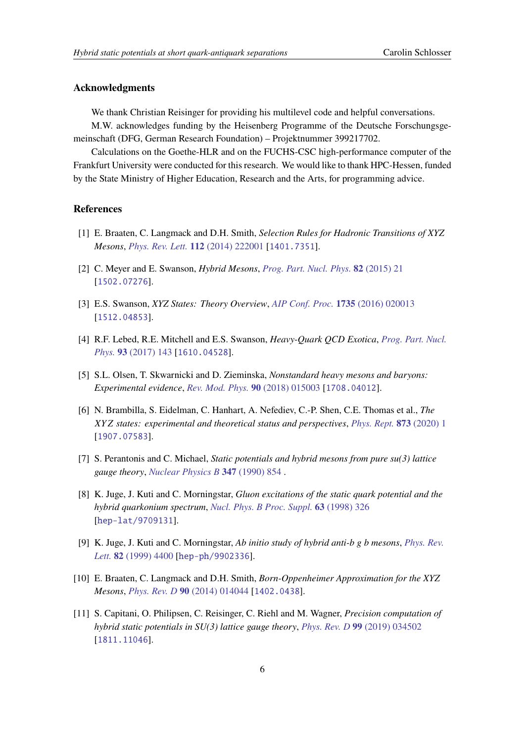### Acknowledgments

We thank Christian Reisinger for providing his multilevel code and helpful conversations.

M.W. acknowledges funding by the Heisenberg Programme of the Deutsche Forschungsgemeinschaft (DFG, German Research Foundation) – Projektnummer 399217702.

Calculations on the Goethe-HLR and on the FUCHS-CSC high-performance computer of the Frankfurt University were conducted for this research. We would like to thank HPC-Hessen, funded by the State Ministry of Higher Education, Research and the Arts, for programming advice.

### References

[1] E. Braaten, C. Langmack and D.H. Smith, *Selection Rules for Hadronic Transitions of XYZ Mesons*, *Phys. Rev. Lett.* **112** (2014) 222001 [1401.7351].

[2] C. Meyer and E. Swanson, *Hybrid Mesons*, *Prog. Part. Nucl. Phys.* **82** (2015) 21 [1502.07276].

[3] E.S. Swanson, *XYZ States: Theory Overview*, *AIP Conf. Proc.* **1735** (2016) 020013 [1512.04853].

[4] R.F. Lebed, R.E. Mitchell and E.S. Swanson, *Heavy-Quark QCD Exotica*, *Prog. Part. Nucl. Phys.* **93** (2017) 143 [1610.04528].

[5] S.L. Olsen, T. Skwarnicki and D. Zieminska, *Nonstandard heavy mesons and baryons: Experimental evidence*, *Rev. Mod. Phys.* **90** (2018) 015003 [1708.04012].

[6] N. Brambilla, S. Eidelman, C. Hanhart, A. Nefediev, C.-P. Shen, C.E. Thomas et al., *The XYZ states: experimental and theoretical status and perspectives*, *Phys. Rept.* **873** (2020) 1 [1907.07583].

[7] S. Perantonis and C. Michael, *Static potentials and hybrid mesons from pure su(3) lattice gauge theory*, *Nuclear Physics B* **347** (1990) 854 .

[8] K. Juge, J. Kuti and C. Morningstar, *Gluon excitations of the static quark potential and the hybrid quarkonium spectrum*, *Nucl. Phys. B Proc. Suppl.* **63** (1998) 326 [hep-lat/9709131].

[9] K. Juge, J. Kuti and C. Morningstar, *Ab initio study of hybrid anti-b g b mesons*, *Phys. Rev. Lett.* **82** (1999) 4400 [hep-ph/9902336].

[10] E. Braaten, C. Langmack and D.H. Smith, *Born-Oppenheimer Approximation for the XYZ Mesons*, *Phys. Rev. D* **90** (2014) 014044 [1402.0438].

[11] S. Capitani, O. Philipsen, C. Reisinger, C. Riehl and M. Wagner, *Precision computation of hybrid static potentials in SU(3) lattice gauge theory*, *Phys. Rev. D* **99** (2019) 034502 [1811.11046].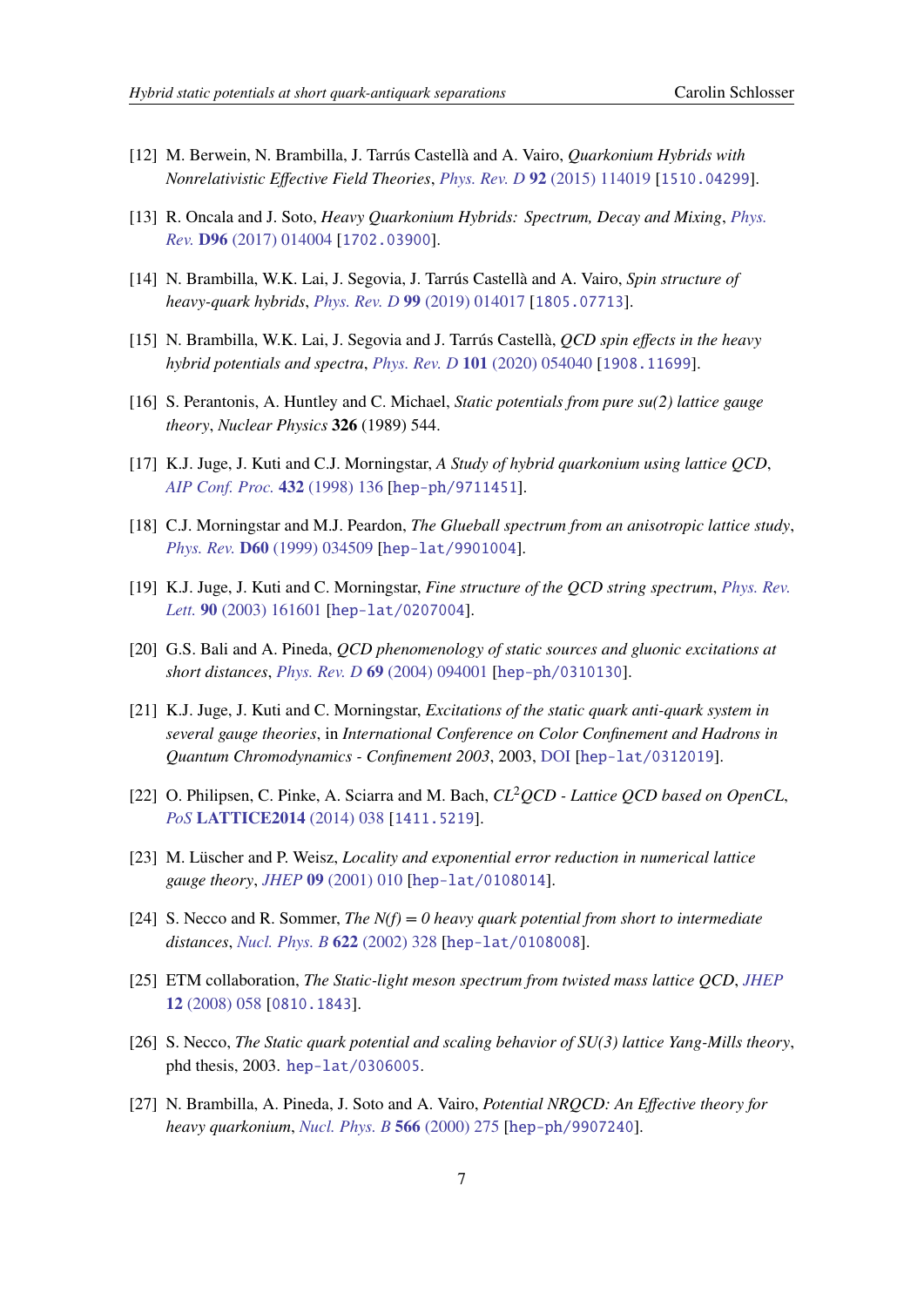[12] M. Berwein, N. Brambilla, J. Tarrús Castellà and A. Vairo, *Quarkonium Hybrids with Nonrelativistic Effective Field Theories*, *Phys. Rev. D* **92** (2015) 114019 [1510.04299].

[13] R. Oncala and J. Soto, *Heavy Quarkonium Hybrids: Spectrum, Decay and Mixing*, *Phys. Rev.* **D96** (2017) 014004 [1702.03900].

[14] N. Brambilla, W.K. Lai, J. Segovia, J. Tarrús Castellà and A. Vairo, *Spin structure of heavy-quark hybrids*, *Phys. Rev. D* **99** (2019) 014017 [1805.07713].

[15] N. Brambilla, W.K. Lai, J. Segovia and J. Tarrús Castellà, *QCD spin effects in the heavy hybrid potentials and spectra*, *Phys. Rev. D* **101** (2020) 054040 [1908.11699].

[16] S. Perantonis, A. Huntley and C. Michael, *Static potentials from pure su(2) lattice gauge theory*, *Nuclear Physics* **326** (1989) 544.

[17] K.J. Juge, J. Kuti and C.J. Morningstar, *A Study of hybrid quarkonium using lattice QCD*, *AIP Conf. Proc.* **432** (1998) 136 [hep-ph/9711451].

[18] C.J. Morningstar and M.J. Peardon, *The Glueball spectrum from an anisotropic lattice study*, *Phys. Rev.* **D60** (1999) 034509 [hep-lat/9901004].

[19] K.J. Juge, J. Kuti and C. Morningstar, *Fine structure of the QCD string spectrum*, *Phys. Rev. Lett.* **90** (2003) 161601 [hep-lat/0207004].

[20] G.S. Bali and A. Pineda, *QCD phenomenology of static sources and gluonic excitations at short distances*, *Phys. Rev. D* **69** (2004) 094001 [hep-ph/0310130].

[21] K.J. Juge, J. Kuti and C. Morningstar, *Excitations of the static quark anti-quark system in several gauge theories*, in *International Conference on Color Confinement and Hadrons in Quantum Chromodynamics - Confinement 2003*, 2003, DOI [hep-lat/0312019].

[22] O. Philipsen, C. Pinke, A. Sciarra and M. Bach, *$CL^2QCD$ - Lattice QCD based on OpenCL*, *PoS* **LATTICE2014** (2014) 038 [1411.5219].

[23] M. Lüscher and P. Weisz, *Locality and exponential error reduction in numerical lattice gauge theory*, *JHEP* **09** (2001) 010 [hep-lat/0108014].

[24] S. Necco and R. Sommer, *The N(f) = 0 heavy quark potential from short to intermediate distances*, *Nucl. Phys. B* **622** (2002) 328 [hep-lat/0108008].

[25] ETM collaboration, *The Static-light meson spectrum from twisted mass lattice QCD*, *JHEP* **12** (2008) 058 [0810.1843].

[26] S. Necco, *The Static quark potential and scaling behavior of SU(3) lattice Yang-Mills theory*, phd thesis, 2003. hep-lat/0306005.

[27] N. Brambilla, A. Pineda, J. Soto and A. Vairo, *Potential NRQCD: An Effective theory for heavy quarkonium*, *Nucl. Phys. B* **566** (2000) 275 [hep-ph/9907240].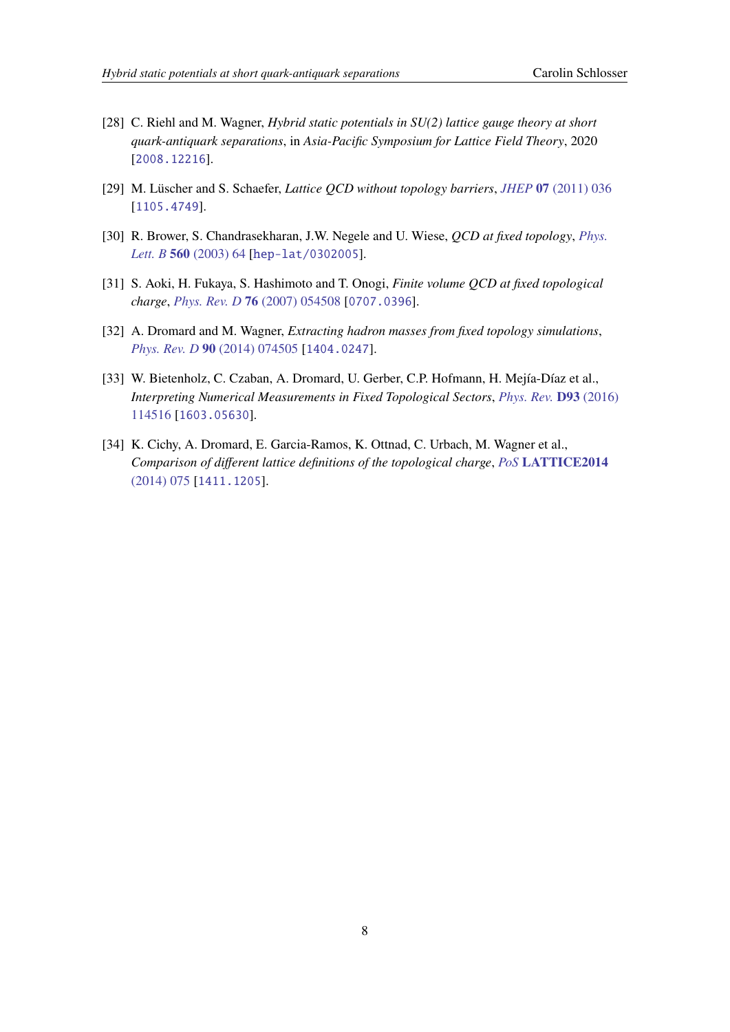[28] C. Riehl and M. Wagner, *Hybrid static potentials in SU(2) lattice gauge theory at short quark-antiquark separations*, in *Asia-Pacific Symposium for Lattice Field Theory*, 2020 [2008.12216].

[29] M. Lüscher and S. Schaefer, *Lattice QCD without topology barriers*, *JHEP* **07** (2011) 036 [1105.4749].

[30] R. Brower, S. Chandrasekharan, J.W. Negele and U. Wiese, *QCD at fixed topology*, *Phys. Lett. B* **560** (2003) 64 [hep-lat/0302005].

[31] S. Aoki, H. Fukaya, S. Hashimoto and T. Onogi, *Finite volume QCD at fixed topological charge*, *Phys. Rev. D* **76** (2007) 054508 [0707.0396].

[32] A. Dromard and M. Wagner, *Extracting hadron masses from fixed topology simulations*, *Phys. Rev. D* **90** (2014) 074505 [1404.0247].

[33] W. Bietenholz, C. Czaban, A. Dromard, U. Gerber, C.P. Hofmann, H. Mejía-Díaz et al., *Interpreting Numerical Measurements in Fixed Topological Sectors*, *Phys. Rev.* **D93** (2016) 114516 [1603.05630].

[34] K. Cichy, A. Dromard, E. Garcia-Ramos, K. Ottnad, C. Urbach, M. Wagner et al., *Comparison of different lattice definitions of the topological charge*, *PoS* **LATTICE2014** (2014) 075 [1411.1205].